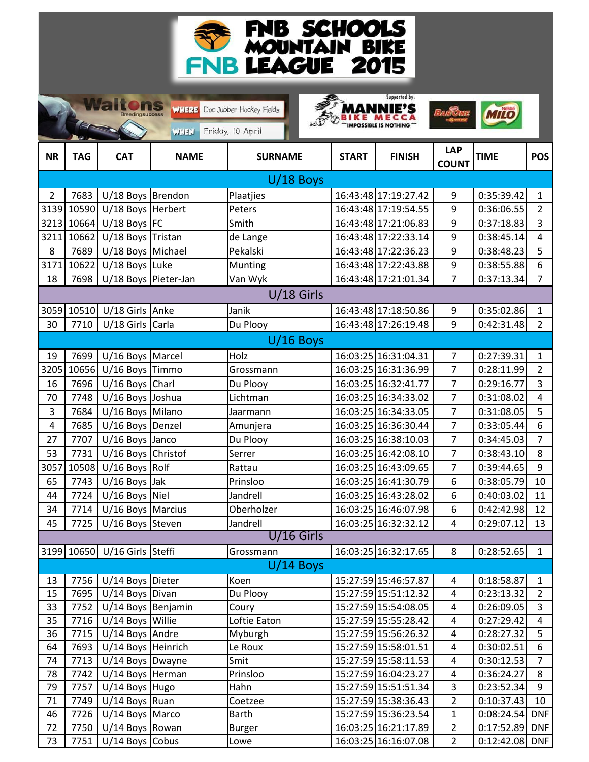# FNB SCHOOLS MOUNTAIN BIKE FNB LEAGUE 2015

Waltons Breeding success

WHERE Doc Jubber Hockey Fields

WHEN Friday, 10 April

Supported by: MANNIE'S BIKE MECCA — IMPOSSIBLE IS NOTHING — BARONE MILO

| NR | TAG | CAT | NAME | SURNAME | START | FINISH | LAP COUNT | TIME | POS |
|---|---|---|---|---|---|---|---|---|---|
| U/18 Boys | | | | | | | | | |
| 2 | 7683 | U/18 Boys | Brendon | Plaatjies | 16:43:48 | 17:19:27.42 | 9 | 0:35:39.42 | 1 |
| 3139 | 10590 | U/18 Boys | Herbert | Peters | 16:43:48 | 17:19:54.55 | 9 | 0:36:06.55 | 2 |
| 3213 | 10664 | U/18 Boys | FC | Smith | 16:43:48 | 17:21:06.83 | 9 | 0:37:18.83 | 3 |
| 3211 | 10662 | U/18 Boys | Tristan | de Lange | 16:43:48 | 17:22:33.14 | 9 | 0:38:45.14 | 4 |
| 8 | 7689 | U/18 Boys | Michael | Pekalski | 16:43:48 | 17:22:36.23 | 9 | 0:38:48.23 | 5 |
| 3171 | 10622 | U/18 Boys | Luke | Munting | 16:43:48 | 17:22:43.88 | 9 | 0:38:55.88 | 6 |
| 18 | 7698 | U/18 Boys | Pieter-Jan | Van Wyk | 16:43:48 | 17:21:01.34 | 7 | 0:37:13.34 | 7 |
| U/18 Girls | | | | | | | | | |
| 3059 | 10510 | U/18 Girls | Anke | Janik | 16:43:48 | 17:18:50.86 | 9 | 0:35:02.86 | 1 |
| 30 | 7710 | U/18 Girls | Carla | Du Plooy | 16:43:48 | 17:26:19.48 | 9 | 0:42:31.48 | 2 |
| U/16 Boys | | | | | | | | | |
| 19 | 7699 | U/16 Boys | Marcel | Holz | 16:03:25 | 16:31:04.31 | 7 | 0:27:39.31 | 1 |
| 3205 | 10656 | U/16 Boys | Timmo | Grossmann | 16:03:25 | 16:31:36.99 | 7 | 0:28:11.99 | 2 |
| 16 | 7696 | U/16 Boys | Charl | Du Plooy | 16:03:25 | 16:32:41.77 | 7 | 0:29:16.77 | 3 |
| 70 | 7748 | U/16 Boys | Joshua | Lichtman | 16:03:25 | 16:34:33.02 | 7 | 0:31:08.02 | 4 |
| 3 | 7684 | U/16 Boys | Milano | Jaarmann | 16:03:25 | 16:34:33.05 | 7 | 0:31:08.05 | 5 |
| 4 | 7685 | U/16 Boys | Denzel | Amunjera | 16:03:25 | 16:36:30.44 | 7 | 0:33:05.44 | 6 |
| 27 | 7707 | U/16 Boys | Janco | Du Plooy | 16:03:25 | 16:38:10.03 | 7 | 0:34:45.03 | 7 |
| 53 | 7731 | U/16 Boys | Christof | Serrer | 16:03:25 | 16:42:08.10 | 7 | 0:38:43.10 | 8 |
| 3057 | 10508 | U/16 Boys | Rolf | Rattau | 16:03:25 | 16:43:09.65 | 7 | 0:39:44.65 | 9 |
| 65 | 7743 | U/16 Boys | Jak | Prinsloo | 16:03:25 | 16:41:30.79 | 6 | 0:38:05.79 | 10 |
| 44 | 7724 | U/16 Boys | Niel | Jandrell | 16:03:25 | 16:43:28.02 | 6 | 0:40:03.02 | 11 |
| 34 | 7714 | U/16 Boys | Marcius | Oberholzer | 16:03:25 | 16:46:07.98 | 6 | 0:42:42.98 | 12 |
| 45 | 7725 | U/16 Boys | Steven | Jandrell | 16:03:25 | 16:32:32.12 | 4 | 0:29:07.12 | 13 |
| U/16 Girls | | | | | | | | | |
| 3199 | 10650 | U/16 Girls | Steffi | Grossmann | 16:03:25 | 16:32:17.65 | 8 | 0:28:52.65 | 1 |
| U/14 Boys | | | | | | | | | |
| 13 | 7756 | U/14 Boys | Dieter | Koen | 15:27:59 | 15:46:57.87 | 4 | 0:18:58.87 | 1 |
| 15 | 7695 | U/14 Boys | Divan | Du Plooy | 15:27:59 | 15:51:12.32 | 4 | 0:23:13.32 | 2 |
| 33 | 7752 | U/14 Boys | Benjamin | Coury | 15:27:59 | 15:54:08.05 | 4 | 0:26:09.05 | 3 |
| 35 | 7716 | U/14 Boys | Willie | Loftie Eaton | 15:27:59 | 15:55:28.42 | 4 | 0:27:29.42 | 4 |
| 36 | 7715 | U/14 Boys | Andre | Myburgh | 15:27:59 | 15:56:26.32 | 4 | 0:28:27.32 | 5 |
| 64 | 7693 | U/14 Boys | Heinrich | Le Roux | 15:27:59 | 15:58:01.51 | 4 | 0:30:02.51 | 6 |
| 74 | 7713 | U/14 Boys | Dwayne | Smit | 15:27:59 | 15:58:11.53 | 4 | 0:30:12.53 | 7 |
| 78 | 7742 | U/14 Boys | Herman | Prinsloo | 15:27:59 | 16:04:23.27 | 4 | 0:36:24.27 | 8 |
| 79 | 7757 | U/14 Boys | Hugo | Hahn | 15:27:59 | 15:51:51.34 | 3 | 0:23:52.34 | 9 |
| 71 | 7749 | U/14 Boys | Ruan | Coetzee | 15:27:59 | 15:38:36.43 | 2 | 0:10:37.43 | 10 |
| 46 | 7726 | U/14 Boys | Marco | Barth | 15:27:59 | 15:36:23.54 | 1 | 0:08:24.54 | DNF |
| 72 | 7750 | U/14 Boys | Rowan | Burger | 16:03:25 | 16:21:17.89 | 2 | 0:17:52.89 | DNF |
| 73 | 7751 | U/14 Boys | Cobus | Lowe | 16:03:25 | 16:16:07.08 | 2 | 0:12:42.08 | DNF |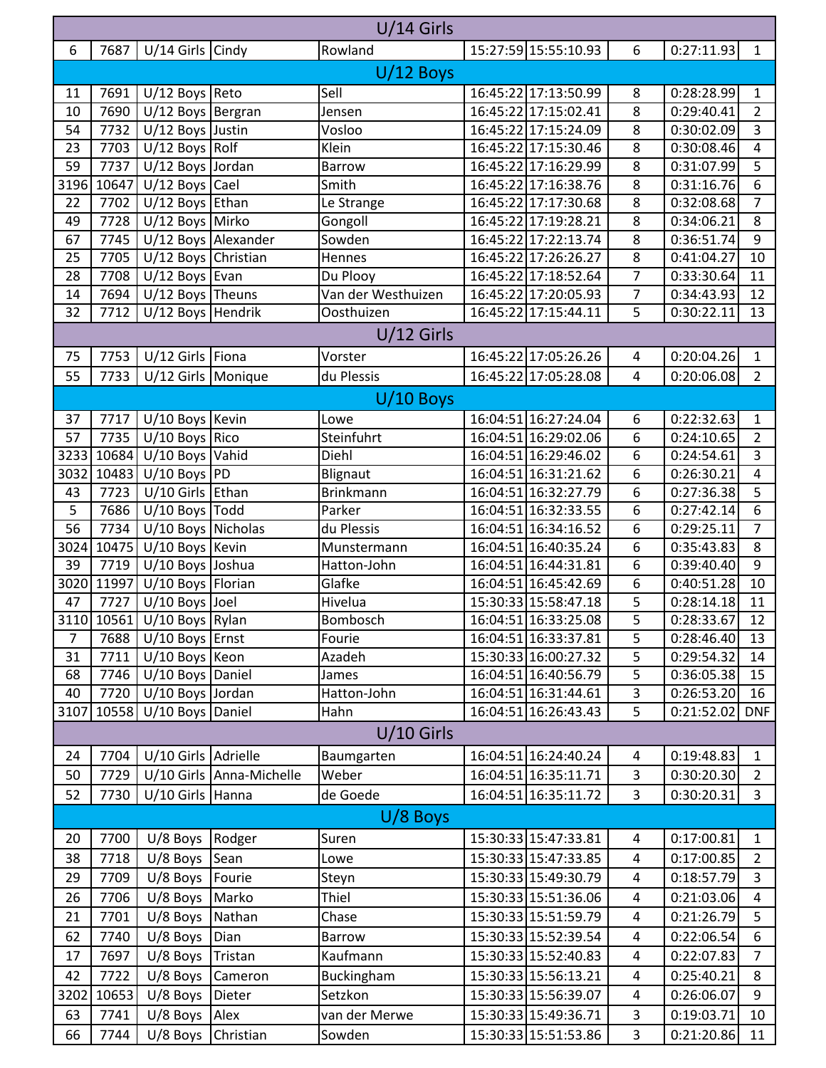| | | | | | | | | | |
|---|---|---|---|---|---|---|---|---|---|
| **U/14 Girls** | | | | | | | | | |
| 6 | 7687 | U/14 Girls | Cindy | Rowland | 15:27:59 | 15:55:10.93 | 6 | 0:27:11.93 | 1 |
| **U/12 Boys** | | | | | | | | | |
| 11 | 7691 | U/12 Boys | Reto | Sell | 16:45:22 | 17:13:50.99 | 8 | 0:28:28.99 | 1 |
| 10 | 7690 | U/12 Boys | Bergran | Jensen | 16:45:22 | 17:15:02.41 | 8 | 0:29:40.41 | 2 |
| 54 | 7732 | U/12 Boys | Justin | Vosloo | 16:45:22 | 17:15:24.09 | 8 | 0:30:02.09 | 3 |
| 23 | 7703 | U/12 Boys | Rolf | Klein | 16:45:22 | 17:15:30.46 | 8 | 0:30:08.46 | 4 |
| 59 | 7737 | U/12 Boys | Jordan | Barrow | 16:45:22 | 17:16:29.99 | 8 | 0:31:07.99 | 5 |
| 3196 | 10647 | U/12 Boys | Cael | Smith | 16:45:22 | 17:16:38.76 | 8 | 0:31:16.76 | 6 |
| 22 | 7702 | U/12 Boys | Ethan | Le Strange | 16:45:22 | 17:17:30.68 | 8 | 0:32:08.68 | 7 |
| 49 | 7728 | U/12 Boys | Mirko | Gongoll | 16:45:22 | 17:19:28.21 | 8 | 0:34:06.21 | 8 |
| 67 | 7745 | U/12 Boys | Alexander | Sowden | 16:45:22 | 17:22:13.74 | 8 | 0:36:51.74 | 9 |
| 25 | 7705 | U/12 Boys | Christian | Hennes | 16:45:22 | 17:26:26.27 | 8 | 0:41:04.27 | 10 |
| 28 | 7708 | U/12 Boys | Evan | Du Plooy | 16:45:22 | 17:18:52.64 | 7 | 0:33:30.64 | 11 |
| 14 | 7694 | U/12 Boys | Theuns | Van der Westhuizen | 16:45:22 | 17:20:05.93 | 7 | 0:34:43.93 | 12 |
| 32 | 7712 | U/12 Boys | Hendrik | Oosthuizen | 16:45:22 | 17:15:44.11 | 5 | 0:30:22.11 | 13 |
| **U/12 Girls** | | | | | | | | | |
| 75 | 7753 | U/12 Girls | Fiona | Vorster | 16:45:22 | 17:05:26.26 | 4 | 0:20:04.26 | 1 |
| 55 | 7733 | U/12 Girls | Monique | du Plessis | 16:45:22 | 17:05:28.08 | 4 | 0:20:06.08 | 2 |
| **U/10 Boys** | | | | | | | | | |
| 37 | 7717 | U/10 Boys | Kevin | Lowe | 16:04:51 | 16:27:24.04 | 6 | 0:22:32.63 | 1 |
| 57 | 7735 | U/10 Boys | Rico | Steinfuhrt | 16:04:51 | 16:29:02.06 | 6 | 0:24:10.65 | 2 |
| 3233 | 10684 | U/10 Boys | Vahid | Diehl | 16:04:51 | 16:29:46.02 | 6 | 0:24:54.61 | 3 |
| 3032 | 10483 | U/10 Boys | PD | Blignaut | 16:04:51 | 16:31:21.62 | 6 | 0:26:30.21 | 4 |
| 43 | 7723 | U/10 Girls | Ethan | Brinkmann | 16:04:51 | 16:32:27.79 | 6 | 0:27:36.38 | 5 |
| 5 | 7686 | U/10 Boys | Todd | Parker | 16:04:51 | 16:32:33.55 | 6 | 0:27:42.14 | 6 |
| 56 | 7734 | U/10 Boys | Nicholas | du Plessis | 16:04:51 | 16:34:16.52 | 6 | 0:29:25.11 | 7 |
| 3024 | 10475 | U/10 Boys | Kevin | Munstermann | 16:04:51 | 16:40:35.24 | 6 | 0:35:43.83 | 8 |
| 39 | 7719 | U/10 Boys | Joshua | Hatton-John | 16:04:51 | 16:44:31.81 | 6 | 0:39:40.40 | 9 |
| 3020 | 11997 | U/10 Boys | Florian | Glafke | 16:04:51 | 16:45:42.69 | 6 | 0:40:51.28 | 10 |
| 47 | 7727 | U/10 Boys | Joel | Hivelua | 15:30:33 | 15:58:47.18 | 5 | 0:28:14.18 | 11 |
| 3110 | 10561 | U/10 Boys | Rylan | Bombosch | 16:04:51 | 16:33:25.08 | 5 | 0:28:33.67 | 12 |
| 7 | 7688 | U/10 Boys | Ernst | Fourie | 16:04:51 | 16:33:37.81 | 5 | 0:28:46.40 | 13 |
| 31 | 7711 | U/10 Boys | Keon | Azadeh | 15:30:33 | 16:00:27.32 | 5 | 0:29:54.32 | 14 |
| 68 | 7746 | U/10 Boys | Daniel | James | 16:04:51 | 16:40:56.79 | 5 | 0:36:05.38 | 15 |
| 40 | 7720 | U/10 Boys | Jordan | Hatton-John | 16:04:51 | 16:31:44.61 | 3 | 0:26:53.20 | 16 |
| 3107 | 10558 | U/10 Boys | Daniel | Hahn | 16:04:51 | 16:26:43.43 | 5 | 0:21:52.02 | DNF |
| **U/10 Girls** | | | | | | | | | |
| 24 | 7704 | U/10 Girls | Adrielle | Baumgarten | 16:04:51 | 16:24:40.24 | 4 | 0:19:48.83 | 1 |
| 50 | 7729 | U/10 Girls | Anna-Michelle | Weber | 16:04:51 | 16:35:11.71 | 3 | 0:30:20.30 | 2 |
| 52 | 7730 | U/10 Girls | Hanna | de Goede | 16:04:51 | 16:35:11.72 | 3 | 0:30:20.31 | 3 |
| **U/8 Boys** | | | | | | | | | |
| 20 | 7700 | U/8 Boys | Rodger | Suren | 15:30:33 | 15:47:33.81 | 4 | 0:17:00.81 | 1 |
| 38 | 7718 | U/8 Boys | Sean | Lowe | 15:30:33 | 15:47:33.85 | 4 | 0:17:00.85 | 2 |
| 29 | 7709 | U/8 Boys | Fourie | Steyn | 15:30:33 | 15:49:30.79 | 4 | 0:18:57.79 | 3 |
| 26 | 7706 | U/8 Boys | Marko | Thiel | 15:30:33 | 15:51:36.06 | 4 | 0:21:03.06 | 4 |
| 21 | 7701 | U/8 Boys | Nathan | Chase | 15:30:33 | 15:51:59.79 | 4 | 0:21:26.79 | 5 |
| 62 | 7740 | U/8 Boys | Dian | Barrow | 15:30:33 | 15:52:39.54 | 4 | 0:22:06.54 | 6 |
| 17 | 7697 | U/8 Boys | Tristan | Kaufmann | 15:30:33 | 15:52:40.83 | 4 | 0:22:07.83 | 7 |
| 42 | 7722 | U/8 Boys | Cameron | Buckingham | 15:30:33 | 15:56:13.21 | 4 | 0:25:40.21 | 8 |
| 3202 | 10653 | U/8 Boys | Dieter | Setzkon | 15:30:33 | 15:56:39.07 | 4 | 0:26:06.07 | 9 |
| 63 | 7741 | U/8 Boys | Alex | van der Merwe | 15:30:33 | 15:49:36.71 | 3 | 0:19:03.71 | 10 |
| 66 | 7744 | U/8 Boys | Christian | Sowden | 15:30:33 | 15:51:53.86 | 3 | 0:21:20.86 | 11 |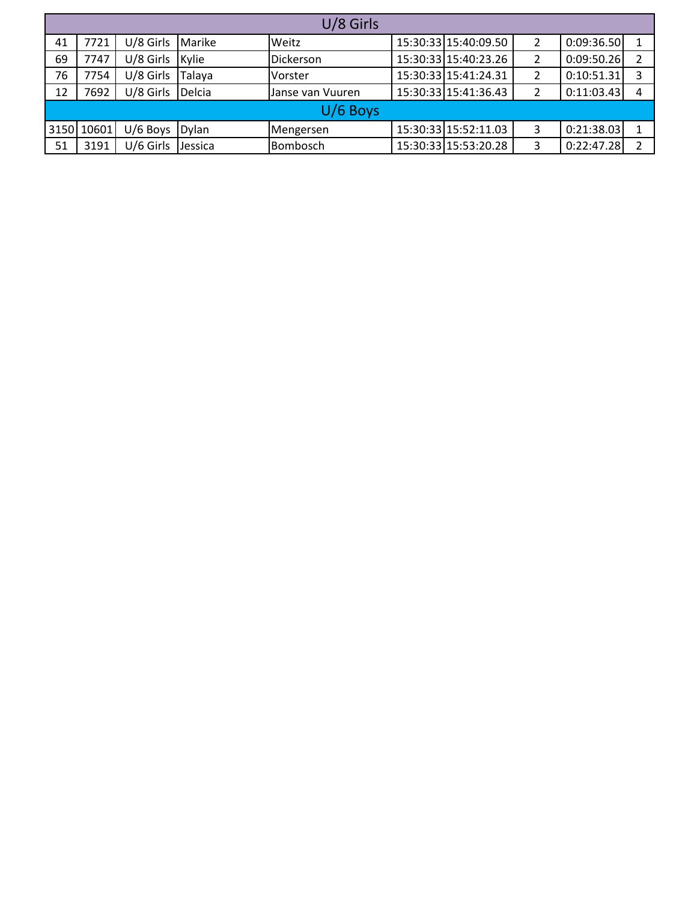| | | | | | | | | | |
|---|---|---|---|---|---|---|---|---|---|
| U/8 Girls | | | | | | | | | |
| 41 | 7721 | U/8 Girls | Marike | Weitz | 15:30:33 | 15:40:09.50 | 2 | 0:09:36.50 | 1 |
| 69 | 7747 | U/8 Girls | Kylie | Dickerson | 15:30:33 | 15:40:23.26 | 2 | 0:09:50.26 | 2 |
| 76 | 7754 | U/8 Girls | Talaya | Vorster | 15:30:33 | 15:41:24.31 | 2 | 0:10:51.31 | 3 |
| 12 | 7692 | U/8 Girls | Delcia | Janse van Vuuren | 15:30:33 | 15:41:36.43 | 2 | 0:11:03.43 | 4 |
| U/6 Boys | | | | | | | | | |
| 3150 | 10601 | U/6 Boys | Dylan | Mengersen | 15:30:33 | 15:52:11.03 | 3 | 0:21:38.03 | 1 |
| 51 | 3191 | U/6 Girls | Jessica | Bombosch | 15:30:33 | 15:53:20.28 | 3 | 0:22:47.28 | 2 |